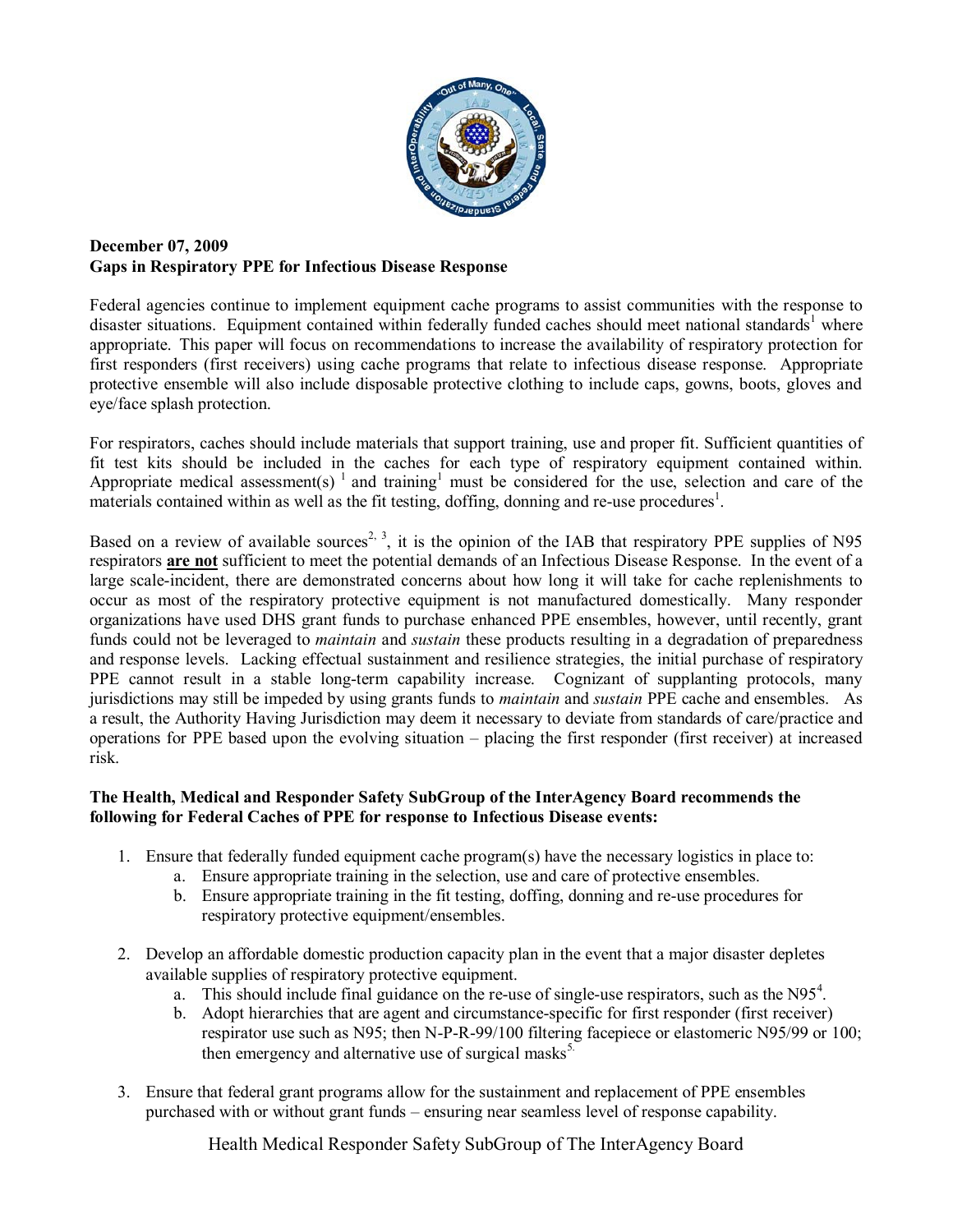**December 07, 2009**
**Gaps in Respiratory PPE for Infectious Disease Response**

Federal agencies continue to implement equipment cache programs to assist communities with the response to disaster situations. Equipment contained within federally funded caches should meet national standards[1] where appropriate. This paper will focus on recommendations to increase the availability of respiratory protection for first responders (first receivers) using cache programs that relate to infectious disease response. Appropriate protective ensemble will also include disposable protective clothing to include caps, gowns, boots, gloves and eye/face splash protection.

For respirators, caches should include materials that support training, use and proper fit. Sufficient quantities of fit test kits should be included in the caches for each type of respiratory equipment contained within. Appropriate medical assessment(s) [1] and training[1] must be considered for the use, selection and care of the materials contained within as well as the fit testing, doffing, donning and re-use procedures[1].

Based on a review of available sources[2, 3], it is the opinion of the IAB that respiratory PPE supplies of N95 respirators <u>**are not**</u> sufficient to meet the potential demands of an Infectious Disease Response. In the event of a large scale-incident, there are demonstrated concerns about how long it will take for cache replenishments to occur as most of the respiratory protective equipment is not manufactured domestically. Many responder organizations have used DHS grant funds to purchase enhanced PPE ensembles, however, until recently, grant funds could not be leveraged to *maintain* and *sustain* these products resulting in a degradation of preparedness and response levels. Lacking effectual sustainment and resilience strategies, the initial purchase of respiratory PPE cannot result in a stable long-term capability increase. Cognizant of supplanting protocols, many jurisdictions may still be impeded by using grants funds to *maintain* and *sustain* PPE cache and ensembles. As a result, the Authority Having Jurisdiction may deem it necessary to deviate from standards of care/practice and operations for PPE based upon the evolving situation – placing the first responder (first receiver) at increased risk.

**The Health, Medical and Responder Safety SubGroup of the InterAgency Board recommends the following for Federal Caches of PPE for response to Infectious Disease events:**

1. Ensure that federally funded equipment cache program(s) have the necessary logistics in place to:
   a. Ensure appropriate training in the selection, use and care of protective ensembles.
   b. Ensure appropriate training in the fit testing, doffing, donning and re-use procedures for respiratory protective equipment/ensembles.

2. Develop an affordable domestic production capacity plan in the event that a major disaster depletes available supplies of respiratory protective equipment.
   a. This should include final guidance on the re-use of single-use respirators, such as the N95[4].
   b. Adopt hierarchies that are agent and circumstance-specific for first responder (first receiver) respirator use such as N95; then N-P-R-99/100 filtering facepiece or elastomeric N95/99 or 100; then emergency and alternative use of surgical masks[5].

3. Ensure that federal grant programs allow for the sustainment and replacement of PPE ensembles purchased with or without grant funds – ensuring near seamless level of response capability.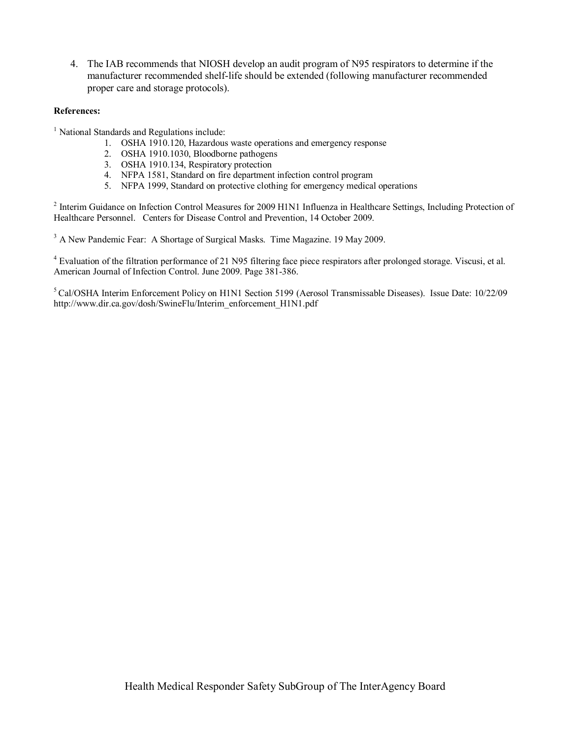4. The IAB recommends that NIOSH develop an audit program of N95 respirators to determine if the manufacturer recommended shelf-life should be extended (following manufacturer recommended proper care and storage protocols).

**References:**

[1] National Standards and Regulations include:

1. OSHA 1910.120, Hazardous waste operations and emergency response
2. OSHA 1910.1030, Bloodborne pathogens
3. OSHA 1910.134, Respiratory protection
4. NFPA 1581, Standard on fire department infection control program
5. NFPA 1999, Standard on protective clothing for emergency medical operations

[2] Interim Guidance on Infection Control Measures for 2009 H1N1 Influenza in Healthcare Settings, Including Protection of Healthcare Personnel. Centers for Disease Control and Prevention, 14 October 2009.

[3] A New Pandemic Fear: A Shortage of Surgical Masks. Time Magazine. 19 May 2009.

[4] Evaluation of the filtration performance of 21 N95 filtering face piece respirators after prolonged storage. Viscusi, et al. American Journal of Infection Control. June 2009. Page 381-386.

[5] Cal/OSHA Interim Enforcement Policy on H1N1 Section 5199 (Aerosol Transmissable Diseases). Issue Date: 10/22/09 http://www.dir.ca.gov/dosh/SwineFlu/Interim_enforcement_H1N1.pdf